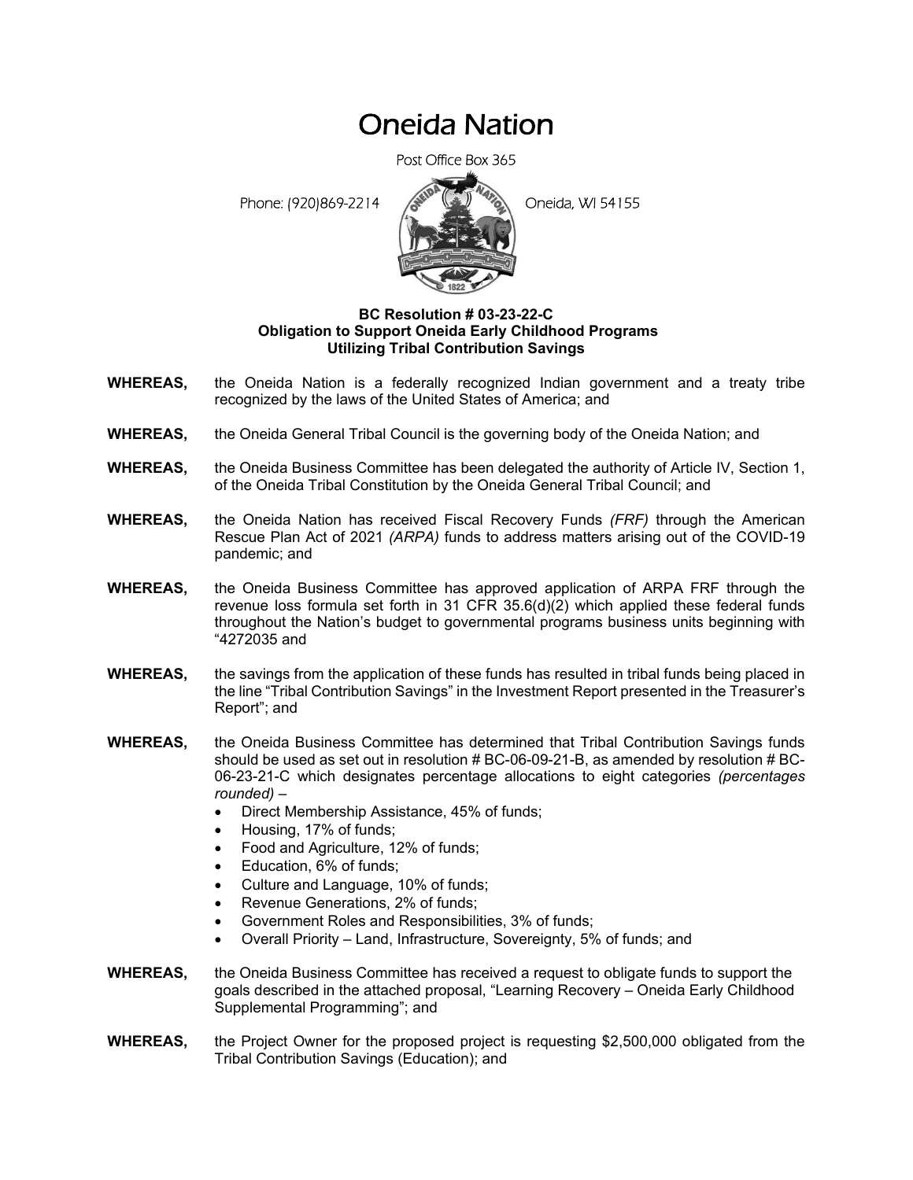# Oneida Nation

Post Office Box 365

Phone: (920)869-2214 Oneida, WI 54155

**BC Resolution # 03-23-22-C**
**Obligation to Support Oneida Early Childhood Programs**
**Utilizing Tribal Contribution Savings**

**WHEREAS,** the Oneida Nation is a federally recognized Indian government and a treaty tribe recognized by the laws of the United States of America; and

**WHEREAS,** the Oneida General Tribal Council is the governing body of the Oneida Nation; and

**WHEREAS,** the Oneida Business Committee has been delegated the authority of Article IV, Section 1, of the Oneida Tribal Constitution by the Oneida General Tribal Council; and

**WHEREAS,** the Oneida Nation has received Fiscal Recovery Funds *(FRF)* through the American Rescue Plan Act of 2021 *(ARPA)* funds to address matters arising out of the COVID-19 pandemic; and

**WHEREAS,** the Oneida Business Committee has approved application of ARPA FRF through the revenue loss formula set forth in 31 CFR 35.6(d)(2) which applied these federal funds throughout the Nation's budget to governmental programs business units beginning with "4272035 and

**WHEREAS,** the savings from the application of these funds has resulted in tribal funds being placed in the line "Tribal Contribution Savings" in the Investment Report presented in the Treasurer's Report"; and

**WHEREAS,** the Oneida Business Committee has determined that Tribal Contribution Savings funds should be used as set out in resolution # BC-06-09-21-B, as amended by resolution # BC-06-23-21-C which designates percentage allocations to eight categories *(percentages rounded)* –

- Direct Membership Assistance, 45% of funds;
- Housing, 17% of funds;
- Food and Agriculture, 12% of funds;
- Education, 6% of funds;
- Culture and Language, 10% of funds;
- Revenue Generations, 2% of funds;
- Government Roles and Responsibilities, 3% of funds;
- Overall Priority – Land, Infrastructure, Sovereignty, 5% of funds; and

**WHEREAS,** the Oneida Business Committee has received a request to obligate funds to support the goals described in the attached proposal, "Learning Recovery – Oneida Early Childhood Supplemental Programming"; and

**WHEREAS,** the Project Owner for the proposed project is requesting $2,500,000 obligated from the Tribal Contribution Savings (Education); and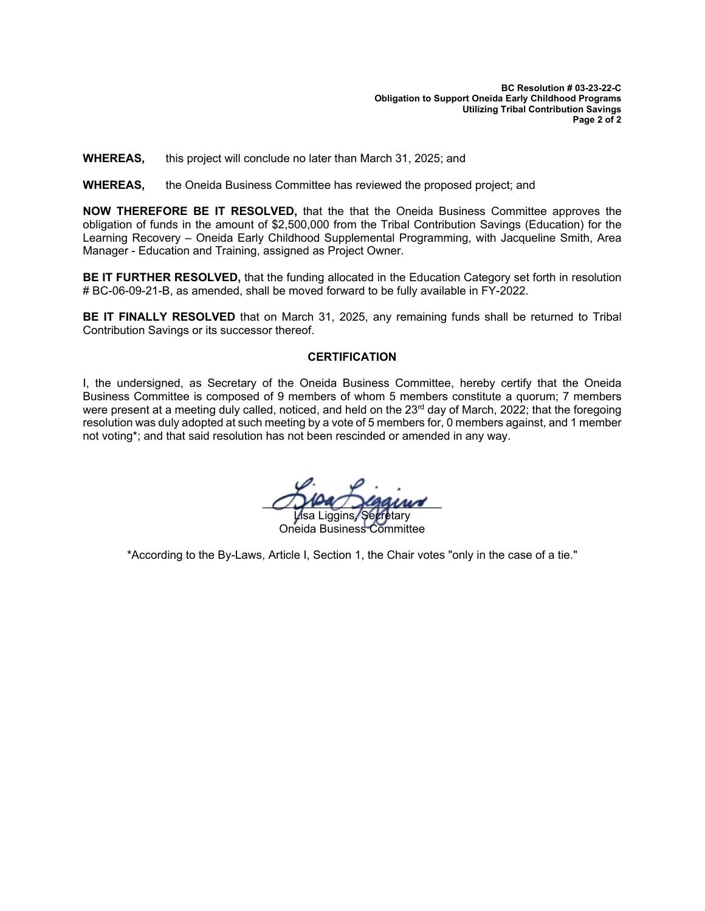**WHEREAS,** this project will conclude no later than March 31, 2025; and

**WHEREAS,** the Oneida Business Committee has reviewed the proposed project; and

**NOW THEREFORE BE IT RESOLVED,** that the that the Oneida Business Committee approves the obligation of funds in the amount of $2,500,000 from the Tribal Contribution Savings (Education) for the Learning Recovery – Oneida Early Childhood Supplemental Programming, with Jacqueline Smith, Area Manager - Education and Training, assigned as Project Owner.

**BE IT FURTHER RESOLVED,** that the funding allocated in the Education Category set forth in resolution # BC-06-09-21-B, as amended, shall be moved forward to be fully available in FY-2022.

**BE IT FINALLY RESOLVED** that on March 31, 2025, any remaining funds shall be returned to Tribal Contribution Savings or its successor thereof.

## CERTIFICATION

I, the undersigned, as Secretary of the Oneida Business Committee, hereby certify that the Oneida Business Committee is composed of 9 members of whom 5 members constitute a quorum; 7 members were present at a meeting duly called, noticed, and held on the 23rd day of March, 2022; that the foregoing resolution was duly adopted at such meeting by a vote of 5 members for, 0 members against, and 1 member not voting*; and that said resolution has not been rescinded or amended in any way.

Lisa Liggins, Secretary
Oneida Business Committee

*According to the By-Laws, Article I, Section 1, the Chair votes "only in the case of a tie."